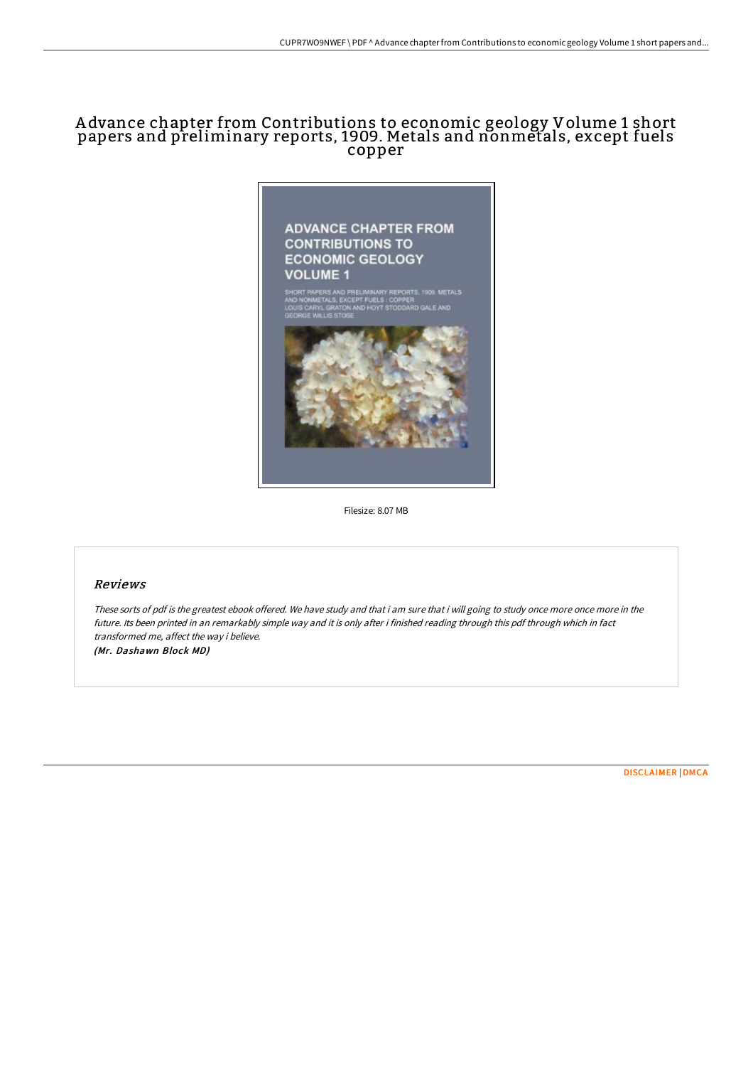# Advance chapter from Contributions to economic geology Volume 1 short papers and preliminary reports, 1909. Metals and nonmetals, except fuels copper

ADVANCE CHAPTER FROM CONTRIBUTIONS TO ECONOMIC GEOLOGY VOLUME 1

SHORT PAPERS AND PRELIMINARY REPORTS, 1909. METALS AND NONMETALS, EXCEPT FUELS : COPPER
LOUIS CARYL GRATON AND HOYT STODDARD GALE AND GEORGE WILLIS STOSE

Filesize: 8.07 MB

## Reviews

*These sorts of pdf is the greatest ebook offered. We have study and that i am sure that i will going to study once more once more in the future. Its been printed in an remarkably simple way and it is only after i finished reading through this pdf through which in fact transformed me, affect the way i believe.*
*(Mr. Dashawn Block MD)*

DISCLAIMER | DMCA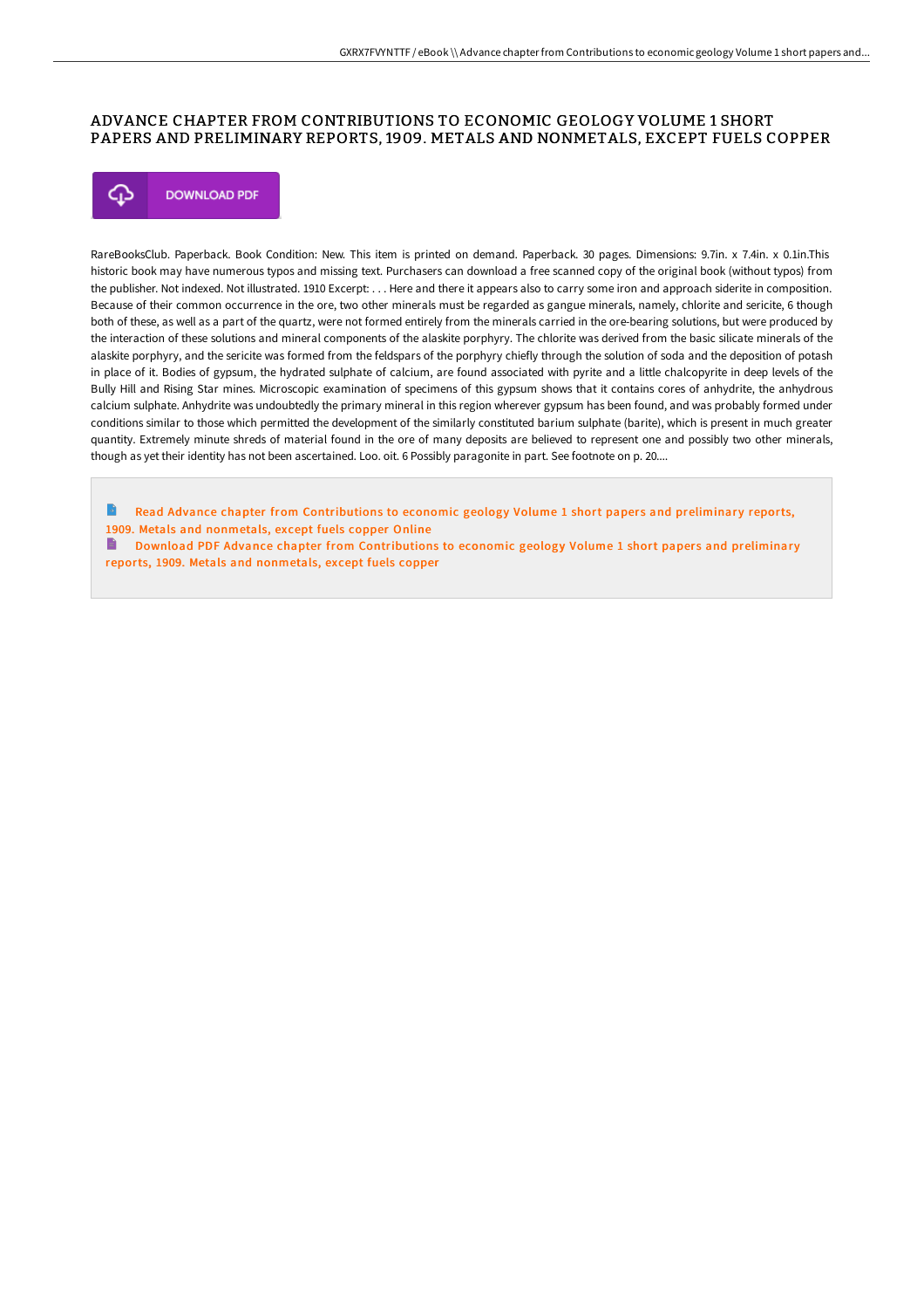# ADVANCE CHAPTER FROM CONTRIBUTIONS TO ECONOMIC GEOLOGY VOLUME 1 SHORT PAPERS AND PRELIMINARY REPORTS, 1909. METALS AND NONMETALS, EXCEPT FUELS COPPER

DOWNLOAD PDF

RareBooksClub. Paperback. Book Condition: New. This item is printed on demand. Paperback. 30 pages. Dimensions: 9.7in. x 7.4in. x 0.1in.This historic book may have numerous typos and missing text. Purchasers can download a free scanned copy of the original book (without typos) from the publisher. Not indexed. Not illustrated. 1910 Excerpt: . . . Here and there it appears also to carry some iron and approach siderite in composition. Because of their common occurrence in the ore, two other minerals must be regarded as gangue minerals, namely, chlorite and sericite, 6 though both of these, as well as a part of the quartz, were not formed entirely from the minerals carried in the ore-bearing solutions, but were produced by the interaction of these solutions and mineral components of the alaskite porphyry. The chlorite was derived from the basic silicate minerals of the alaskite porphyry, and the sericite was formed from the feldspars of the porphyry chiefly through the solution of soda and the deposition of potash in place of it. Bodies of gypsum, the hydrated sulphate of calcium, are found associated with pyrite and a little chalcopyrite in deep levels of the Bully Hill and Rising Star mines. Microscopic examination of specimens of this gypsum shows that it contains cores of anhydrite, the anhydrous calcium sulphate. Anhydrite was undoubtedly the primary mineral in this region wherever gypsum has been found, and was probably formed under conditions similar to those which permitted the development of the similarly constituted barium sulphate (barite), which is present in much greater quantity. Extremely minute shreds of material found in the ore of many deposits are believed to represent one and possibly two other minerals, though as yet their identity has not been ascertained. Loo. oit. 6 Possibly paragonite in part. See footnote on p. 20....

Read Advance chapter from Contributions to economic geology Volume 1 short papers and preliminary reports, 1909. Metals and nonmetals, except fuels copper Online

Download PDF Advance chapter from Contributions to economic geology Volume 1 short papers and preliminary reports, 1909. Metals and nonmetals, except fuels copper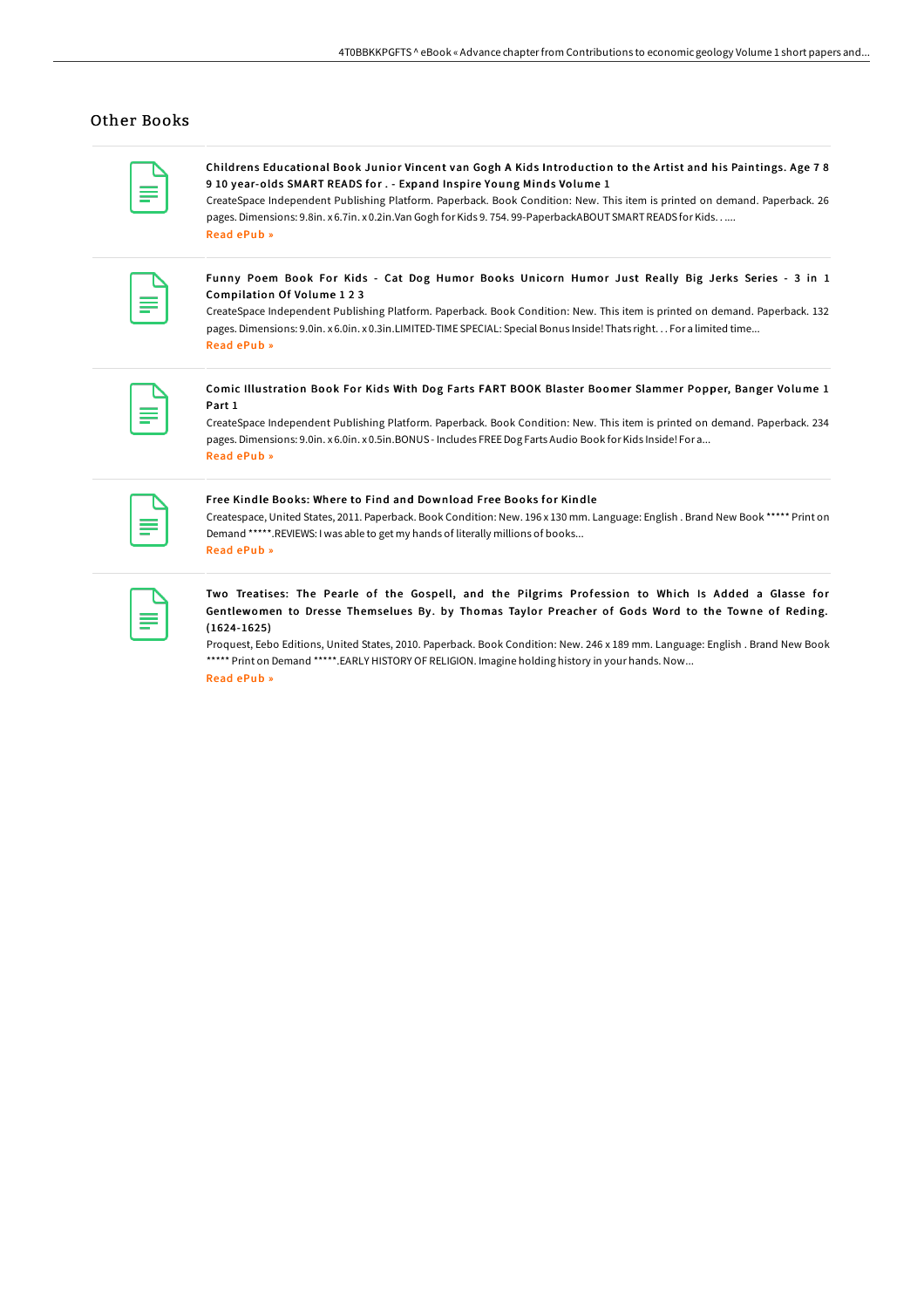## Other Books

**Childrens Educational Book Junior Vincent van Gogh A Kids Introduction to the Artist and his Paintings. Age 7 8 9 10 year-olds SMART READS for . - Expand Inspire Young Minds Volume 1**

CreateSpace Independent Publishing Platform. Paperback. Book Condition: New. This item is printed on demand. Paperback. 26 pages. Dimensions: 9.8in. x 6.7in. x 0.2in.Van Gogh for Kids 9. 754. 99-PaperbackABOUT SMART READS for Kids. . ....

Read ePub »

**Funny Poem Book For Kids - Cat Dog Humor Books Unicorn Humor Just Really Big Jerks Series - 3 in 1 Compilation Of Volume 1 2 3**

CreateSpace Independent Publishing Platform. Paperback. Book Condition: New. This item is printed on demand. Paperback. 132 pages. Dimensions: 9.0in. x 6.0in. x 0.3in.LIMITED-TIME SPECIAL: Special Bonus Inside! Thats right. . . For a limited time...

Read ePub »

**Comic Illustration Book For Kids With Dog Farts FART BOOK Blaster Boomer Slammer Popper, Banger Volume 1 Part 1**

CreateSpace Independent Publishing Platform. Paperback. Book Condition: New. This item is printed on demand. Paperback. 234 pages. Dimensions: 9.0in. x 6.0in. x 0.5in.BONUS - Includes FREE Dog Farts Audio Book for Kids Inside! For a...

Read ePub »

**Free Kindle Books: Where to Find and Download Free Books for Kindle**

Createspace, United States, 2011. Paperback. Book Condition: New. 196 x 130 mm. Language: English . Brand New Book ***** Print on Demand *****.REVIEWS: I was able to get my hands of literally millions of books...

Read ePub »

**Two Treatises: The Pearle of the Gospell, and the Pilgrims Profession to Which Is Added a Glasse for Gentlewomen to Dresse Themselues By. by Thomas Taylor Preacher of Gods Word to the Towne of Reding. (1624-1625)**

Proquest, Eebo Editions, United States, 2010. Paperback. Book Condition: New. 246 x 189 mm. Language: English . Brand New Book ***** Print on Demand *****.EARLY HISTORY OF RELIGION. Imagine holding history in your hands. Now...

Read ePub »